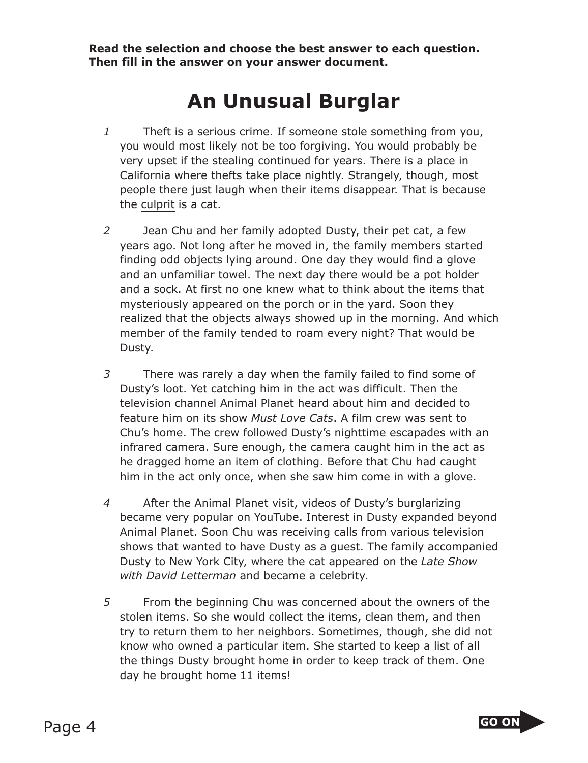**Read the selection and choose the best answer to each question. Then fill in the answer on your answer document.**

# An Unusual Burglar

1 Theft is a serious crime. If someone stole something from you, you would most likely not be too forgiving. You would probably be very upset if the stealing continued for years. There is a place in California where thefts take place nightly. Strangely, though, most people there just laugh when their items disappear. That is because the <u>culprit</u> is a cat.

2 Jean Chu and her family adopted Dusty, their pet cat, a few years ago. Not long after he moved in, the family members started finding odd objects lying around. One day they would find a glove and an unfamiliar towel. The next day there would be a pot holder and a sock. At first no one knew what to think about the items that mysteriously appeared on the porch or in the yard. Soon they realized that the objects always showed up in the morning. And which member of the family tended to roam every night? That would be Dusty.

3 There was rarely a day when the family failed to find some of Dusty's loot. Yet catching him in the act was difficult. Then the television channel Animal Planet heard about him and decided to feature him on its show *Must Love Cats*. A film crew was sent to Chu's home. The crew followed Dusty's nighttime escapades with an infrared camera. Sure enough, the camera caught him in the act as he dragged home an item of clothing. Before that Chu had caught him in the act only once, when she saw him come in with a glove.

4 After the Animal Planet visit, videos of Dusty's burglarizing became very popular on YouTube. Interest in Dusty expanded beyond Animal Planet. Soon Chu was receiving calls from various television shows that wanted to have Dusty as a guest. The family accompanied Dusty to New York City, where the cat appeared on the *Late Show with David Letterman* and became a celebrity.

5 From the beginning Chu was concerned about the owners of the stolen items. So she would collect the items, clean them, and then try to return them to her neighbors. Sometimes, though, she did not know who owned a particular item. She started to keep a list of all the things Dusty brought home in order to keep track of them. One day he brought home 11 items!

GO ON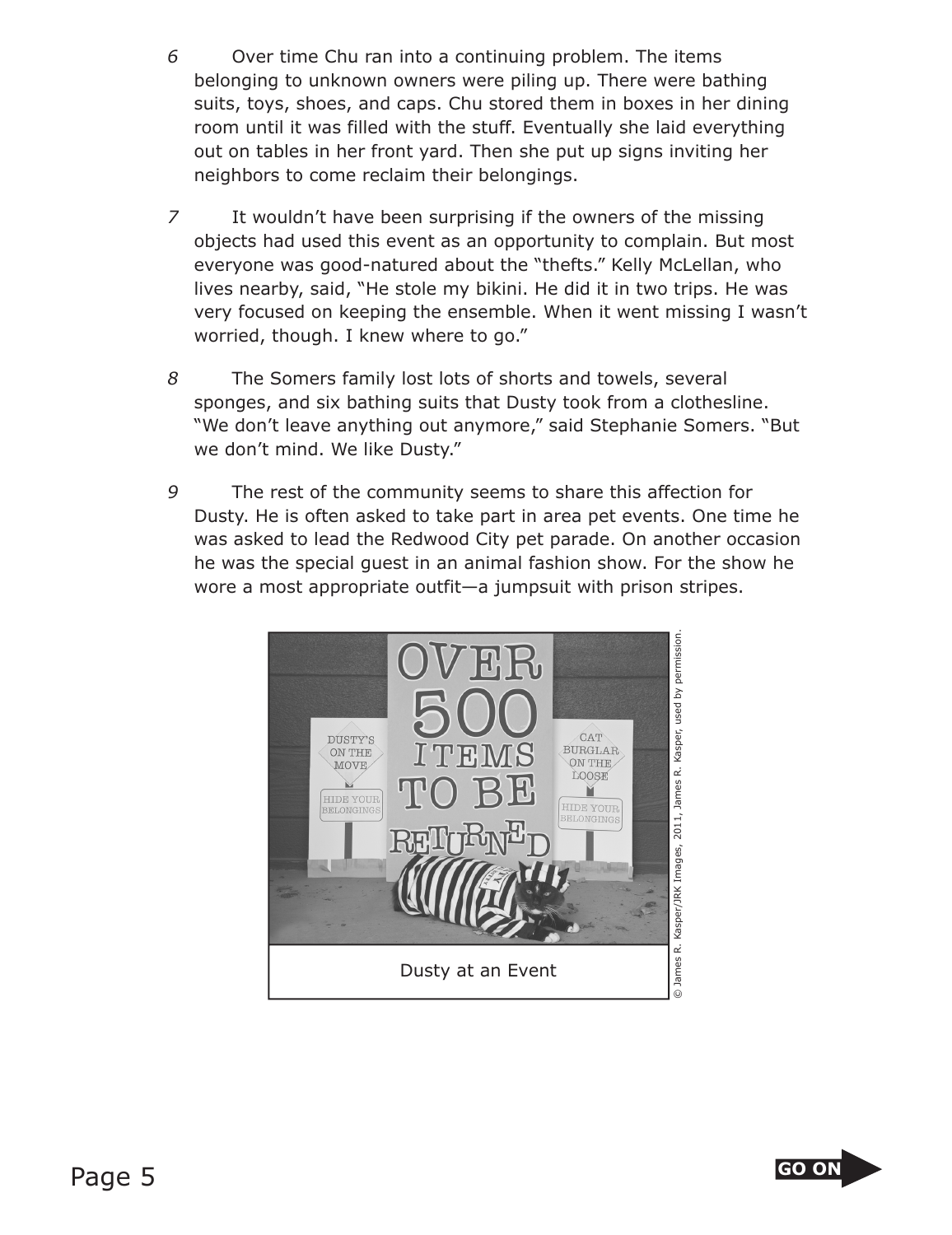6 Over time Chu ran into a continuing problem. The items belonging to unknown owners were piling up. There were bathing suits, toys, shoes, and caps. Chu stored them in boxes in her dining room until it was filled with the stuff. Eventually she laid everything out on tables in her front yard. Then she put up signs inviting her neighbors to come reclaim their belongings.

7 It wouldn't have been surprising if the owners of the missing objects had used this event as an opportunity to complain. But most everyone was good-natured about the "thefts." Kelly McLellan, who lives nearby, said, "He stole my bikini. He did it in two trips. He was very focused on keeping the ensemble. When it went missing I wasn't worried, though. I knew where to go."

8 The Somers family lost lots of shorts and towels, several sponges, and six bathing suits that Dusty took from a clothesline. "We don't leave anything out anymore," said Stephanie Somers. "But we don't mind. We like Dusty."

9 The rest of the community seems to share this affection for Dusty. He is often asked to take part in area pet events. One time he was asked to lead the Redwood City pet parade. On another occasion he was the special guest in an animal fashion show. For the show he wore a most appropriate outfit—a jumpsuit with prison stripes.

Dusty at an Event

© James R. Kasper/JRK Images, 2011, James R. Kasper, used by permission.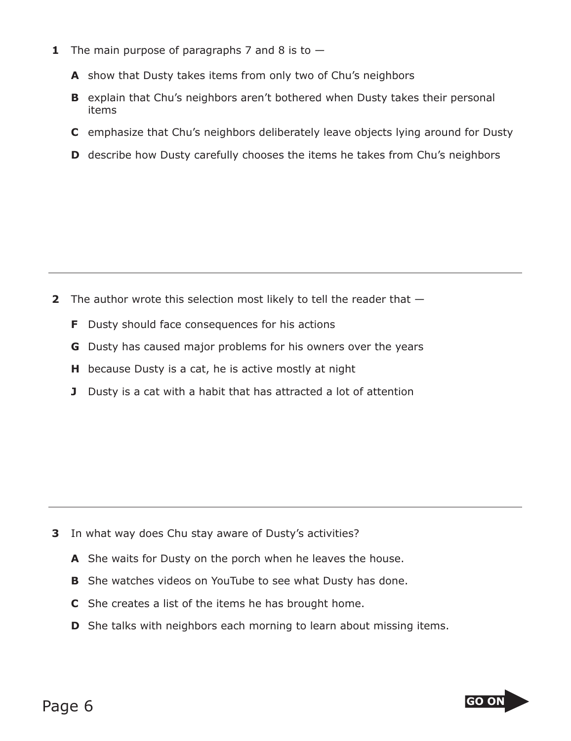**1** The main purpose of paragraphs 7 and 8 is to —

**A** show that Dusty takes items from only two of Chu's neighbors

**B** explain that Chu's neighbors aren't bothered when Dusty takes their personal items

**C** emphasize that Chu's neighbors deliberately leave objects lying around for Dusty

**D** describe how Dusty carefully chooses the items he takes from Chu's neighbors

---

**2** The author wrote this selection most likely to tell the reader that —

**F** Dusty should face consequences for his actions

**G** Dusty has caused major problems for his owners over the years

**H** because Dusty is a cat, he is active mostly at night

**J** Dusty is a cat with a habit that has attracted a lot of attention

---

**3** In what way does Chu stay aware of Dusty's activities?

**A** She waits for Dusty on the porch when he leaves the house.

**B** She watches videos on YouTube to see what Dusty has done.

**C** She creates a list of the items he has brought home.

**D** She talks with neighbors each morning to learn about missing items.

GO ON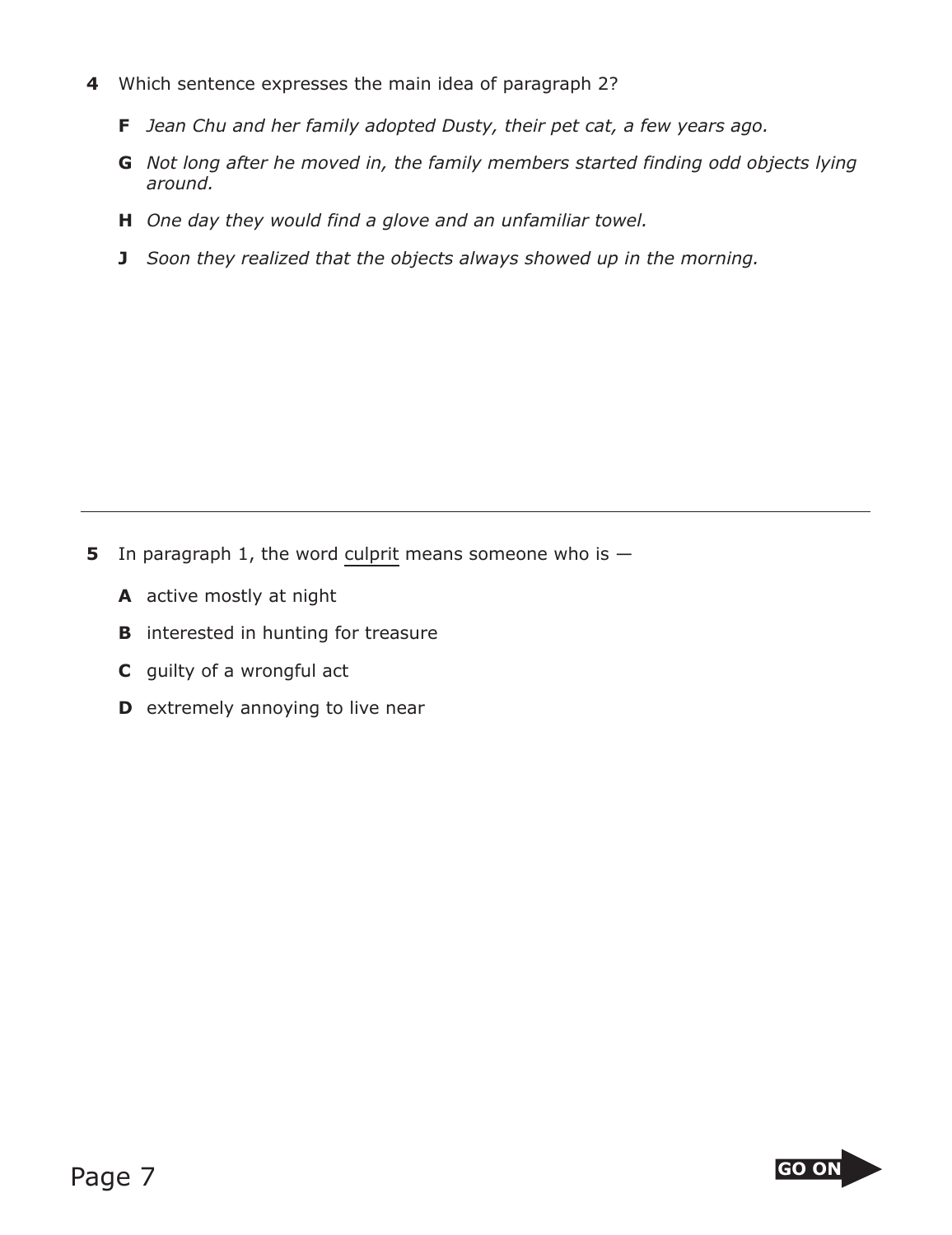**4** Which sentence expresses the main idea of paragraph 2?

**F** *Jean Chu and her family adopted Dusty, their pet cat, a few years ago.*

**G** *Not long after he moved in, the family members started finding odd objects lying around.*

**H** *One day they would find a glove and an unfamiliar towel.*

**J** *Soon they realized that the objects always showed up in the morning.*

---

**5** In paragraph 1, the word <u>culprit</u> means someone who is —

**A** active mostly at night

**B** interested in hunting for treasure

**C** guilty of a wrongful act

**D** extremely annoying to live near

GO ON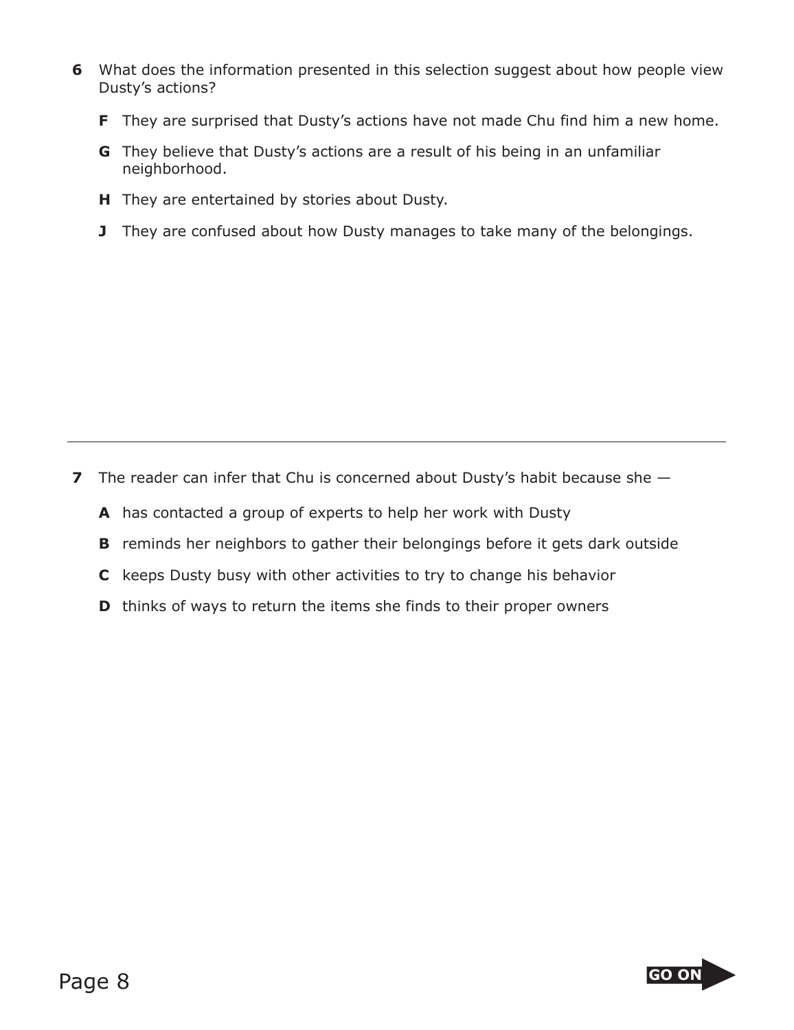**6** What does the information presented in this selection suggest about how people view Dusty's actions?

**F** They are surprised that Dusty's actions have not made Chu find him a new home.

**G** They believe that Dusty's actions are a result of his being in an unfamiliar neighborhood.

**H** They are entertained by stories about Dusty.

**J** They are confused about how Dusty manages to take many of the belongings.

---

**7** The reader can infer that Chu is concerned about Dusty's habit because she —

**A** has contacted a group of experts to help her work with Dusty

**B** reminds her neighbors to gather their belongings before it gets dark outside

**C** keeps Dusty busy with other activities to try to change his behavior

**D** thinks of ways to return the items she finds to their proper owners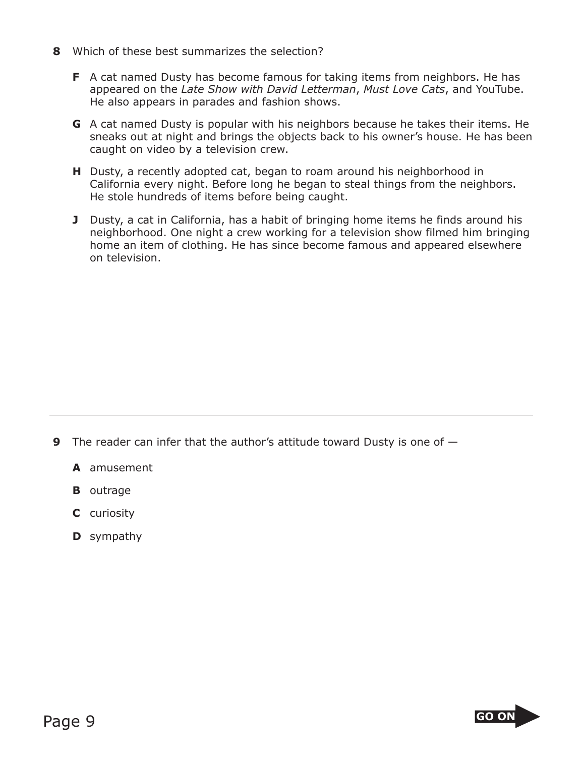**8** Which of these best summarizes the selection?

**F** A cat named Dusty has become famous for taking items from neighbors. He has appeared on the *Late Show with David Letterman*, *Must Love Cats*, and YouTube. He also appears in parades and fashion shows.

**G** A cat named Dusty is popular with his neighbors because he takes their items. He sneaks out at night and brings the objects back to his owner's house. He has been caught on video by a television crew.

**H** Dusty, a recently adopted cat, began to roam around his neighborhood in California every night. Before long he began to steal things from the neighbors. He stole hundreds of items before being caught.

**J** Dusty, a cat in California, has a habit of bringing home items he finds around his neighborhood. One night a crew working for a television show filmed him bringing home an item of clothing. He has since become famous and appeared elsewhere on television.

---

**9** The reader can infer that the author's attitude toward Dusty is one of —

**A** amusement

**B** outrage

**C** curiosity

**D** sympathy

GO ON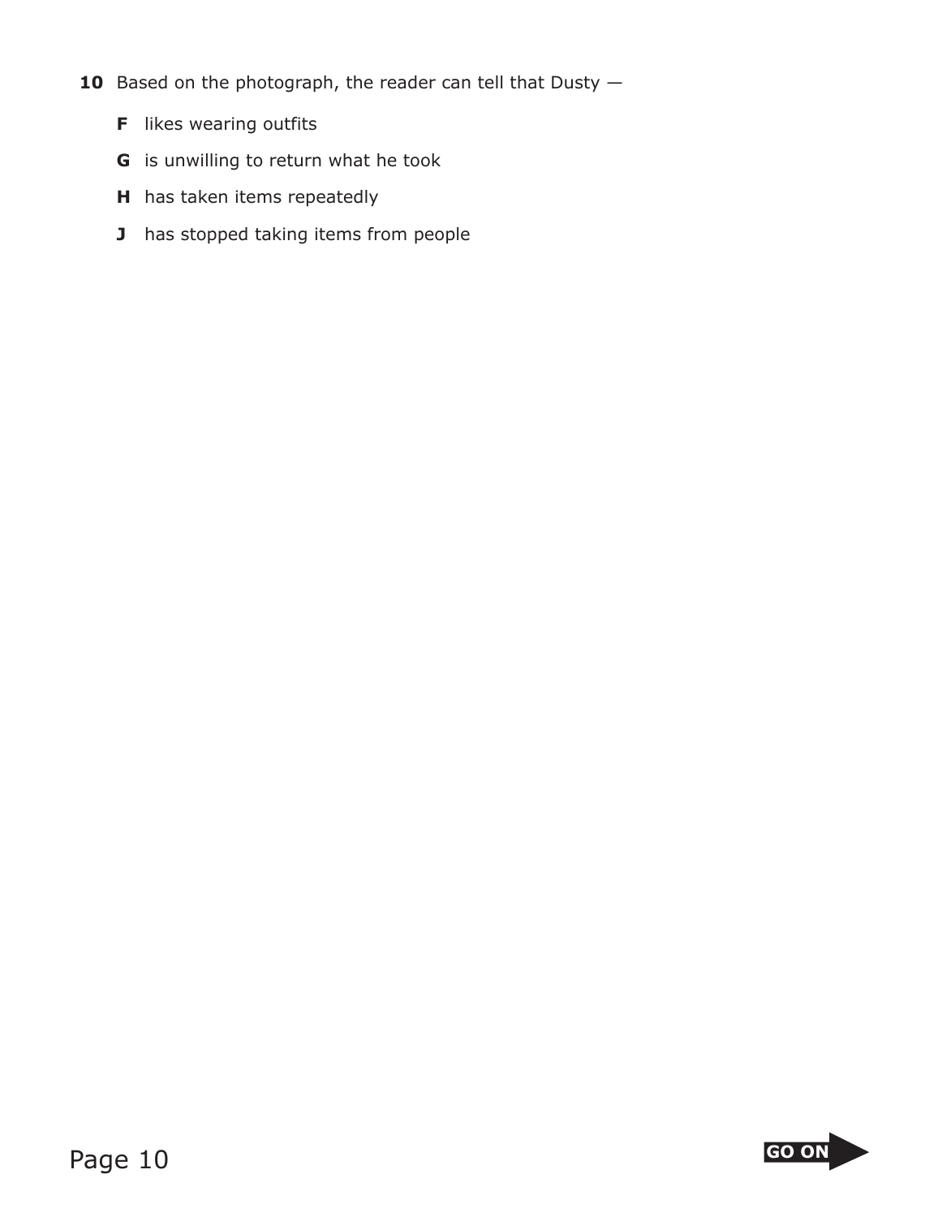**10** Based on the photograph, the reader can tell that Dusty —

**F** likes wearing outfits

**G** is unwilling to return what he took

**H** has taken items repeatedly

**J** has stopped taking items from people

GO ON